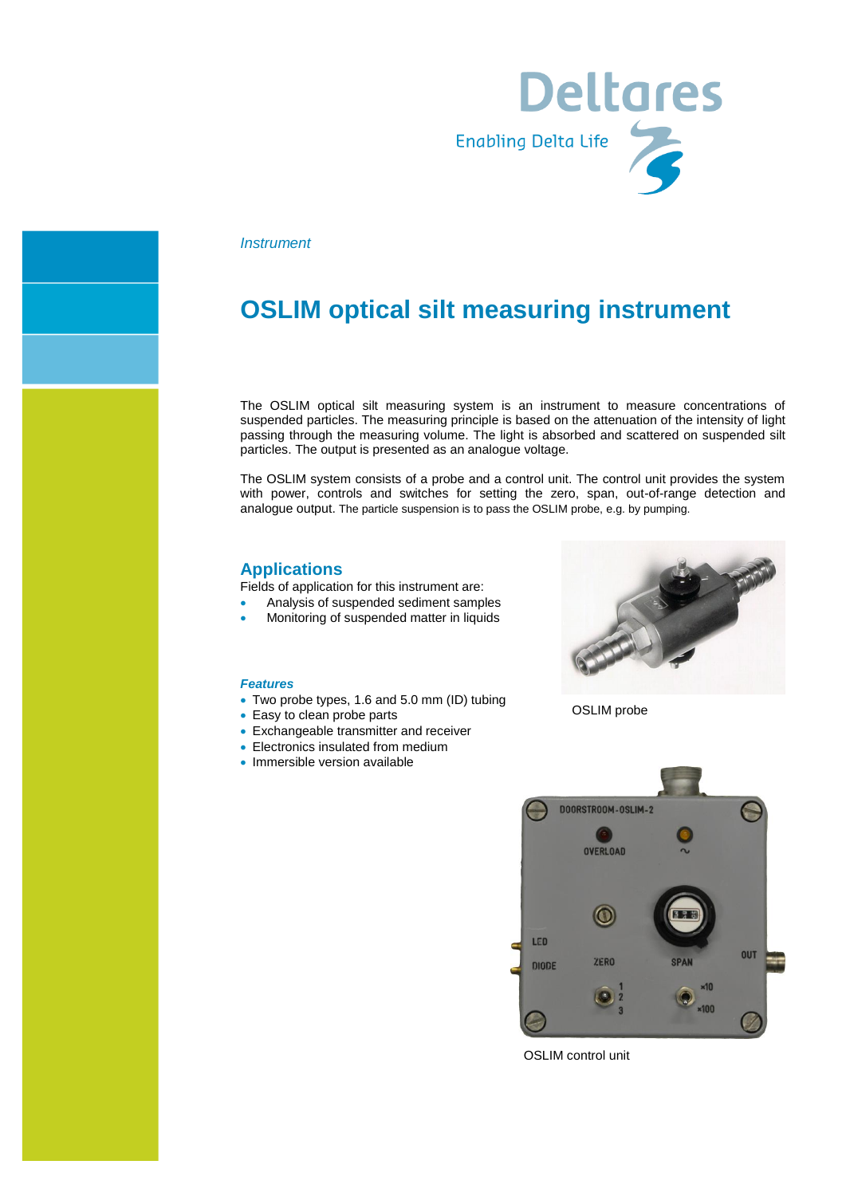*Instrument*

# OSLIM optical silt measuring instrument

The OSLIM optical silt measuring system is an instrument to measure concentrations of suspended particles. The measuring principle is based on the attenuation of the intensity of light passing through the measuring volume. The light is absorbed and scattered on suspended silt particles. The output is presented as an analogue voltage.

The OSLIM system consists of a probe and a control unit. The control unit provides the system with power, controls and switches for setting the zero, span, out-of-range detection and analogue output. The particle suspension is to pass the OSLIM probe, e.g. by pumping.

## Applications

Fields of application for this instrument are:

- Analysis of suspended sediment samples
- Monitoring of suspended matter in liquids

### *Features*

- Two probe types, 1.6 and 5.0 mm (ID) tubing
- Easy to clean probe parts
- Exchangeable transmitter and receiver
- Electronics insulated from medium
- Immersible version available

OSLIM probe

OSLIM control unit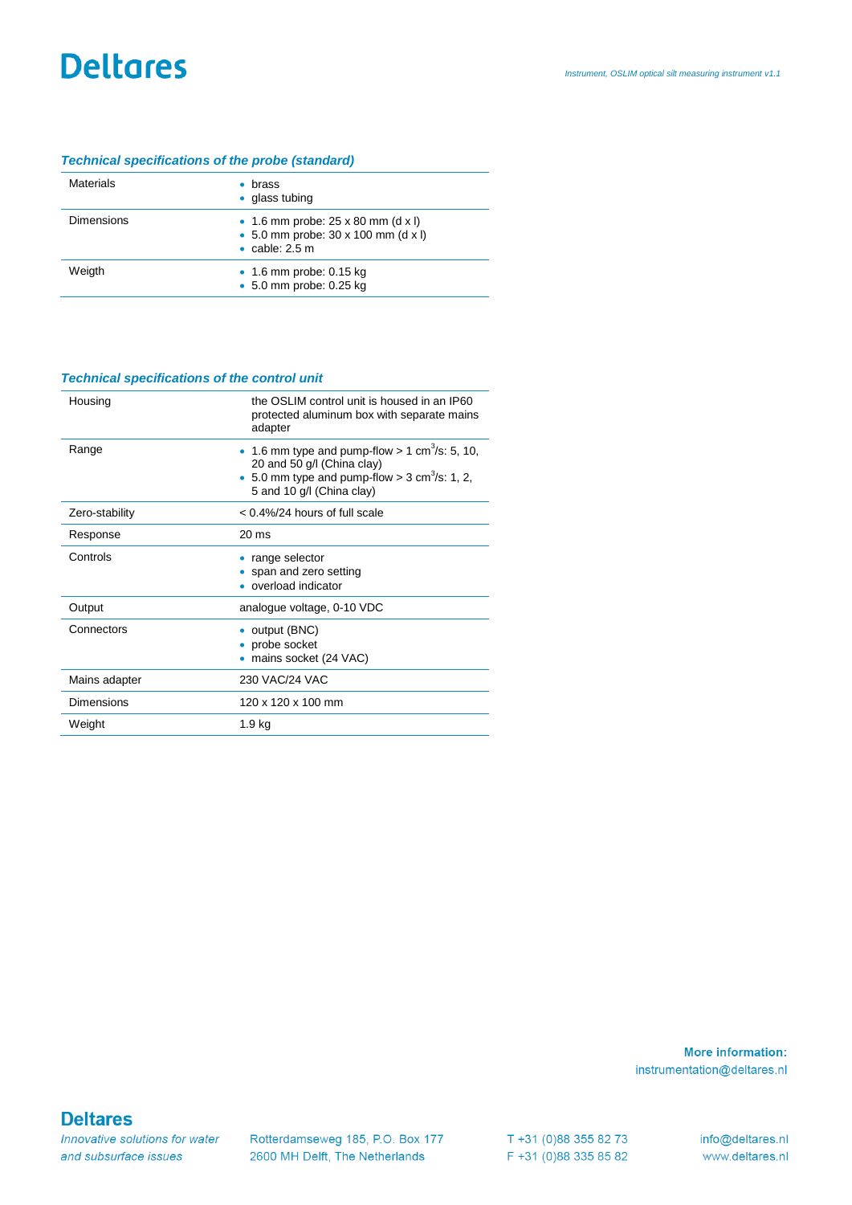### *Technical specifications of the probe (standard)*

| | |
|---|---|
| Materials | • brass<br>• glass tubing |
| Dimensions | • 1.6 mm probe: 25 x 80 mm (d x l)<br>• 5.0 mm probe: 30 x 100 mm (d x l)<br>• cable: 2.5 m |
| Weigth | • 1.6 mm probe: 0.15 kg<br>• 5.0 mm probe: 0.25 kg |

### *Technical specifications of the control unit*

| | |
|---|---|
| Housing | the OSLIM control unit is housed in an IP60 protected aluminum box with separate mains adapter |
| Range | • 1.6 mm type and pump-flow > 1 $cm^3$/s: 5, 10, 20 and 50 g/l (China clay)<br>• 5.0 mm type and pump-flow > 3 $cm^3$/s: 1, 2, 5 and 10 g/l (China clay) |
| Zero-stability | < 0.4%/24 hours of full scale |
| Response | 20 ms |
| Controls | • range selector<br>• span and zero setting<br>• overload indicator |
| Output | analogue voltage, 0-10 VDC |
| Connectors | • output (BNC)<br>• probe socket<br>• mains socket (24 VAC) |
| Mains adapter | 230 VAC/24 VAC |
| Dimensions | 120 x 120 x 100 mm |
| Weight | 1.9 kg |

**More information:**
instrumentation@deltares.nl

**Deltares**
*Innovative solutions for water and subsurface issues*

Rotterdamseweg 185, P.O. Box 177
2600 MH Delft, The Netherlands

T +31 (0)88 355 82 73
F +31 (0)88 335 85 82

info@deltares.nl
www.deltares.nl